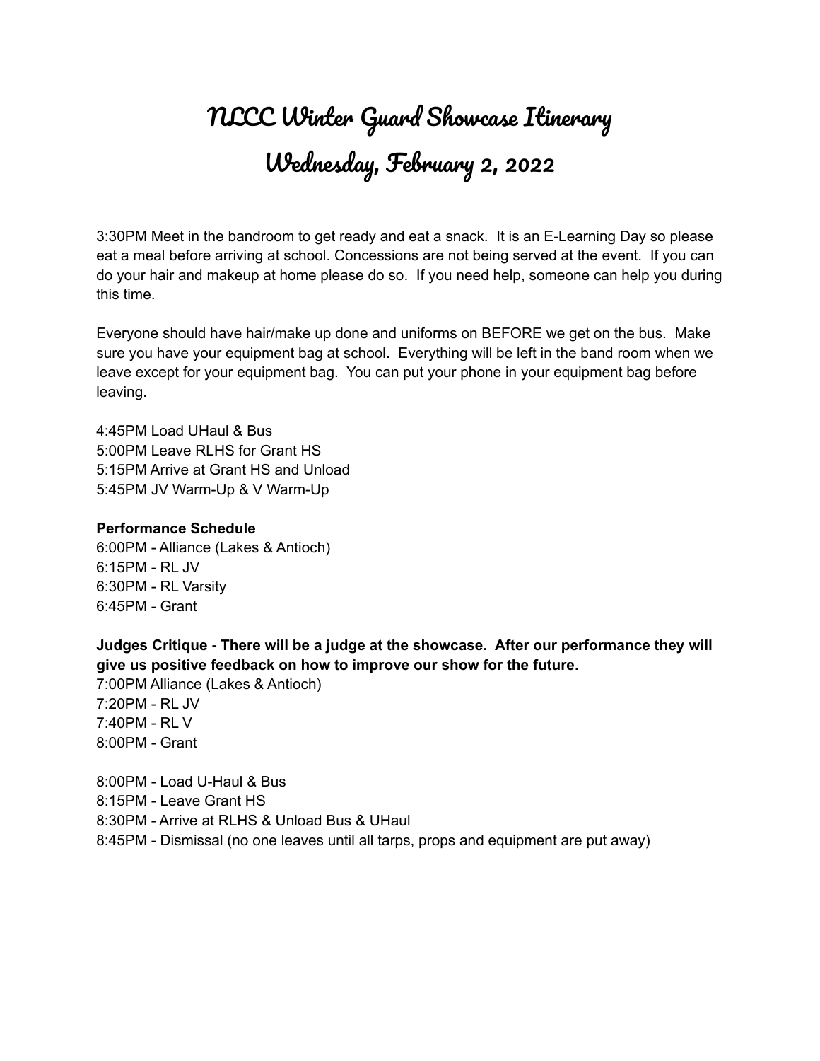# NLCC Winter Guard Showcase Itinerary

# Wednesday, February 2, 2022

3:30PM Meet in the bandroom to get ready and eat a snack. It is an E-Learning Day so please eat a meal before arriving at school. Concessions are not being served at the event. If you can do your hair and makeup at home please do so. If you need help, someone can help you during this time.

Everyone should have hair/make up done and uniforms on BEFORE we get on the bus. Make sure you have your equipment bag at school. Everything will be left in the band room when we leave except for your equipment bag. You can put your phone in your equipment bag before leaving.

4:45PM Load UHaul & Bus
5:00PM Leave RLHS for Grant HS
5:15PM Arrive at Grant HS and Unload
5:45PM JV Warm-Up & V Warm-Up

**Performance Schedule**
6:00PM - Alliance (Lakes & Antioch)
6:15PM - RL JV
6:30PM - RL Varsity
6:45PM - Grant

**Judges Critique - There will be a judge at the showcase. After our performance they will give us positive feedback on how to improve our show for the future.**
7:00PM Alliance (Lakes & Antioch)
7:20PM - RL JV
7:40PM - RL V
8:00PM - Grant

8:00PM - Load U-Haul & Bus
8:15PM - Leave Grant HS
8:30PM - Arrive at RLHS & Unload Bus & UHaul
8:45PM - Dismissal (no one leaves until all tarps, props and equipment are put away)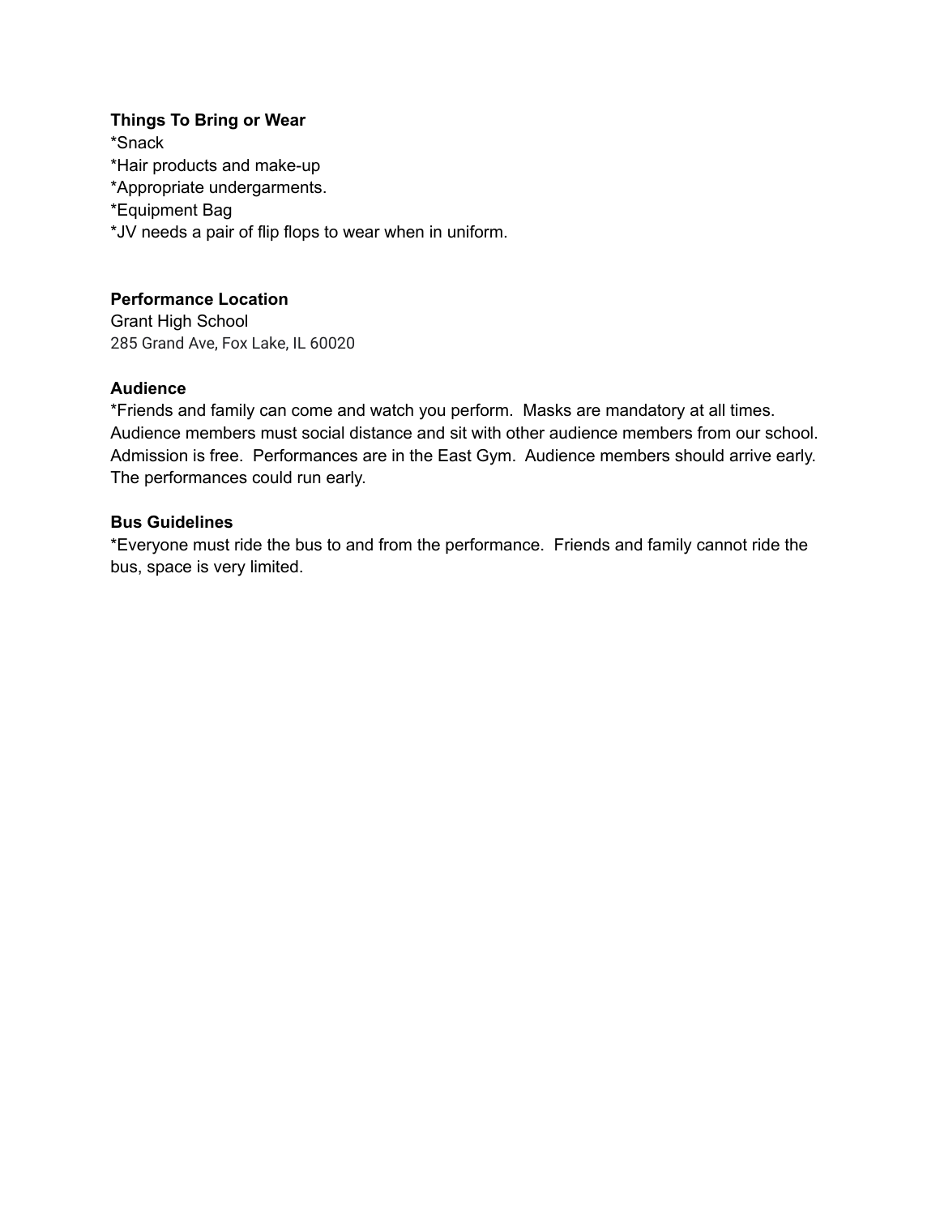**Things To Bring or Wear**

*Snack
*Hair products and make-up
*Appropriate undergarments.
*Equipment Bag
*JV needs a pair of flip flops to wear when in uniform.

**Performance Location**

Grant High School
285 Grand Ave, Fox Lake, IL 60020

**Audience**

*Friends and family can come and watch you perform. Masks are mandatory at all times. Audience members must social distance and sit with other audience members from our school. Admission is free. Performances are in the East Gym. Audience members should arrive early. The performances could run early.

**Bus Guidelines**

*Everyone must ride the bus to and from the performance. Friends and family cannot ride the bus, space is very limited.